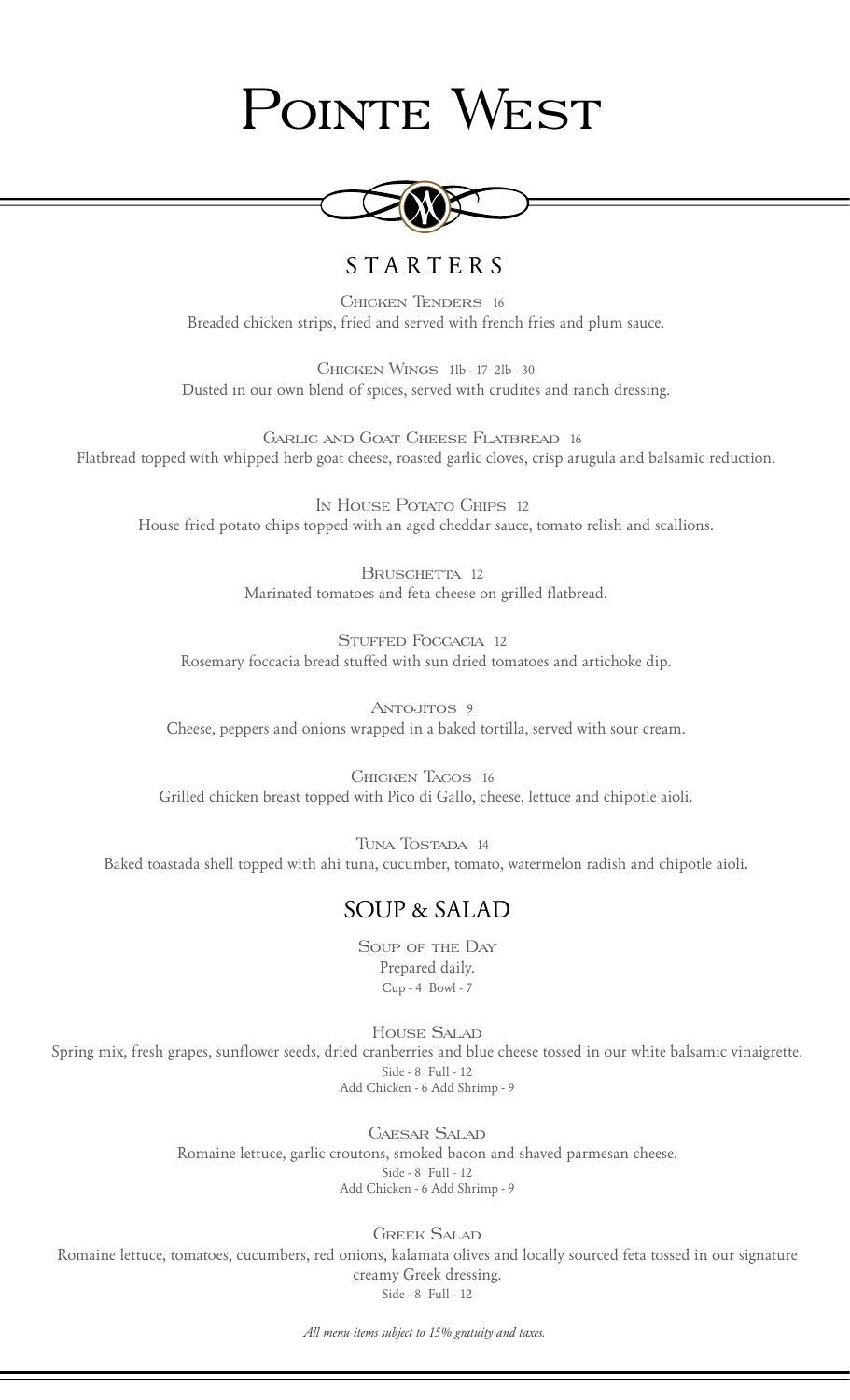# Pointe West

## STARTERS

**Chicken Tenders** 16
Breaded chicken strips, fried and served with french fries and plum sauce.

**Chicken Wings** 1lb - 17 2lb - 30
Dusted in our own blend of spices, served with crudites and ranch dressing.

**Garlic and Goat Cheese Flatbread** 16
Flatbread topped with whipped herb goat cheese, roasted garlic cloves, crisp arugula and balsamic reduction.

**In House Potato Chips** 12
House fried potato chips topped with an aged cheddar sauce, tomato relish and scallions.

**Bruschetta** 12
Marinated tomatoes and feta cheese on grilled flatbread.

**Stuffed Foccacia** 12
Rosemary foccacia bread stuffed with sun dried tomatoes and artichoke dip.

**Antojitos** 9
Cheese, peppers and onions wrapped in a baked tortilla, served with sour cream.

**Chicken Tacos** 16
Grilled chicken breast topped with Pico di Gallo, cheese, lettuce and chipotle aioli.

**Tuna Tostada** 14
Baked toastada shell topped with ahi tuna, cucumber, tomato, watermelon radish and chipotle aioli.

## SOUP & SALAD

**Soup of the Day**
Prepared daily.
Cup - 4 Bowl - 7

**House Salad**
Spring mix, fresh grapes, sunflower seeds, dried cranberries and blue cheese tossed in our white balsamic vinaigrette.
Side - 8 Full - 12
Add Chicken - 6 Add Shrimp - 9

**Caesar Salad**
Romaine lettuce, garlic croutons, smoked bacon and shaved parmesan cheese.
Side - 8 Full - 12
Add Chicken - 6 Add Shrimp - 9

**Greek Salad**
Romaine lettuce, tomatoes, cucumbers, red onions, kalamata olives and locally sourced feta tossed in our signature creamy Greek dressing.
Side - 8 Full - 12

*All menu items subject to 15% gratuity and taxes.*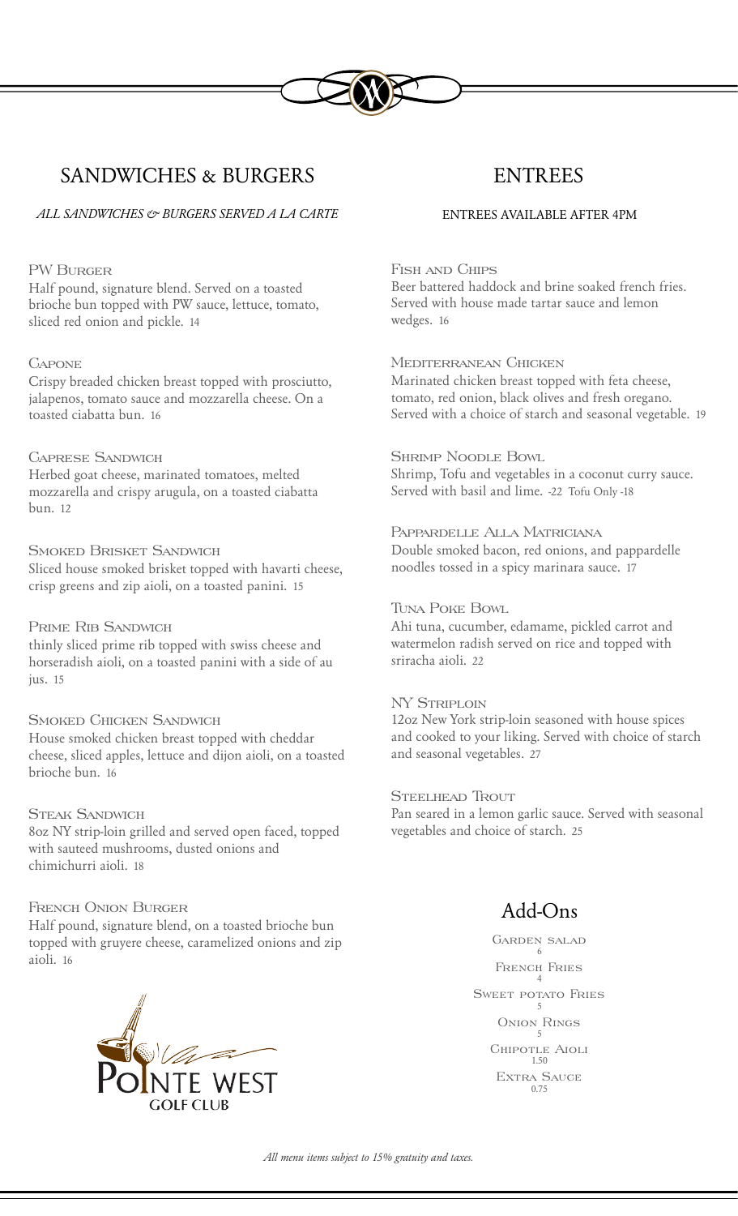## SANDWICHES & BURGERS

*ALL SANDWICHES & BURGERS SERVED A LA CARTE*

### PW Burger
Half pound, signature blend. Served on a toasted brioche bun topped with PW sauce, lettuce, tomato, sliced red onion and pickle. 14

### Capone
Crispy breaded chicken breast topped with prosciutto, jalapenos, tomato sauce and mozzarella cheese. On a toasted ciabatta bun. 16

### Caprese Sandwich
Herbed goat cheese, marinated tomatoes, melted mozzarella and crispy arugula, on a toasted ciabatta bun. 12

### Smoked Brisket Sandwich
Sliced house smoked brisket topped with havarti cheese, crisp greens and zip aioli, on a toasted panini. 15

### Prime Rib Sandwich
thinly sliced prime rib topped with swiss cheese and horseradish aioli, on a toasted panini with a side of au jus. 15

### Smoked Chicken Sandwich
House smoked chicken breast topped with cheddar cheese, sliced apples, lettuce and dijon aioli, on a toasted brioche bun. 16

### Steak Sandwich
8oz NY strip-loin grilled and served open faced, topped with sauteed mushrooms, dusted onions and chimichurri aioli. 18

### French Onion Burger
Half pound, signature blend, on a toasted brioche bun topped with gruyere cheese, caramelized onions and zip aioli. 16

Pointe West
GOLF CLUB

## ENTREES

ENTREES AVAILABLE AFTER 4PM

### Fish and Chips
Beer battered haddock and brine soaked french fries. Served with house made tartar sauce and lemon wedges. 16

### Mediterranean Chicken
Marinated chicken breast topped with feta cheese, tomato, red onion, black olives and fresh oregano. Served with a choice of starch and seasonal vegetable. 19

### Shrimp Noodle Bowl
Shrimp, Tofu and vegetables in a coconut curry sauce. Served with basil and lime. -22 Tofu Only -18

### Pappardelle Alla Matriciana
Double smoked bacon, red onions, and pappardelle noodles tossed in a spicy marinara sauce. 17

### Tuna Poke Bowl
Ahi tuna, cucumber, edamame, pickled carrot and watermelon radish served on rice and topped with sriracha aioli. 22

### NY Striploin
12oz New York strip-loin seasoned with house spices and cooked to your liking. Served with choice of starch and seasonal vegetables. 27

### Steelhead Trout
Pan seared in a lemon garlic sauce. Served with seasonal vegetables and choice of starch. 25

## Add-Ons

Garden salad
6

French Fries
4

Sweet potato Fries
5

Onion Rings
5

Chipotle Aioli
1.50

Extra Sauce
0.75

*All menu items subject to 15% gratuity and taxes.*